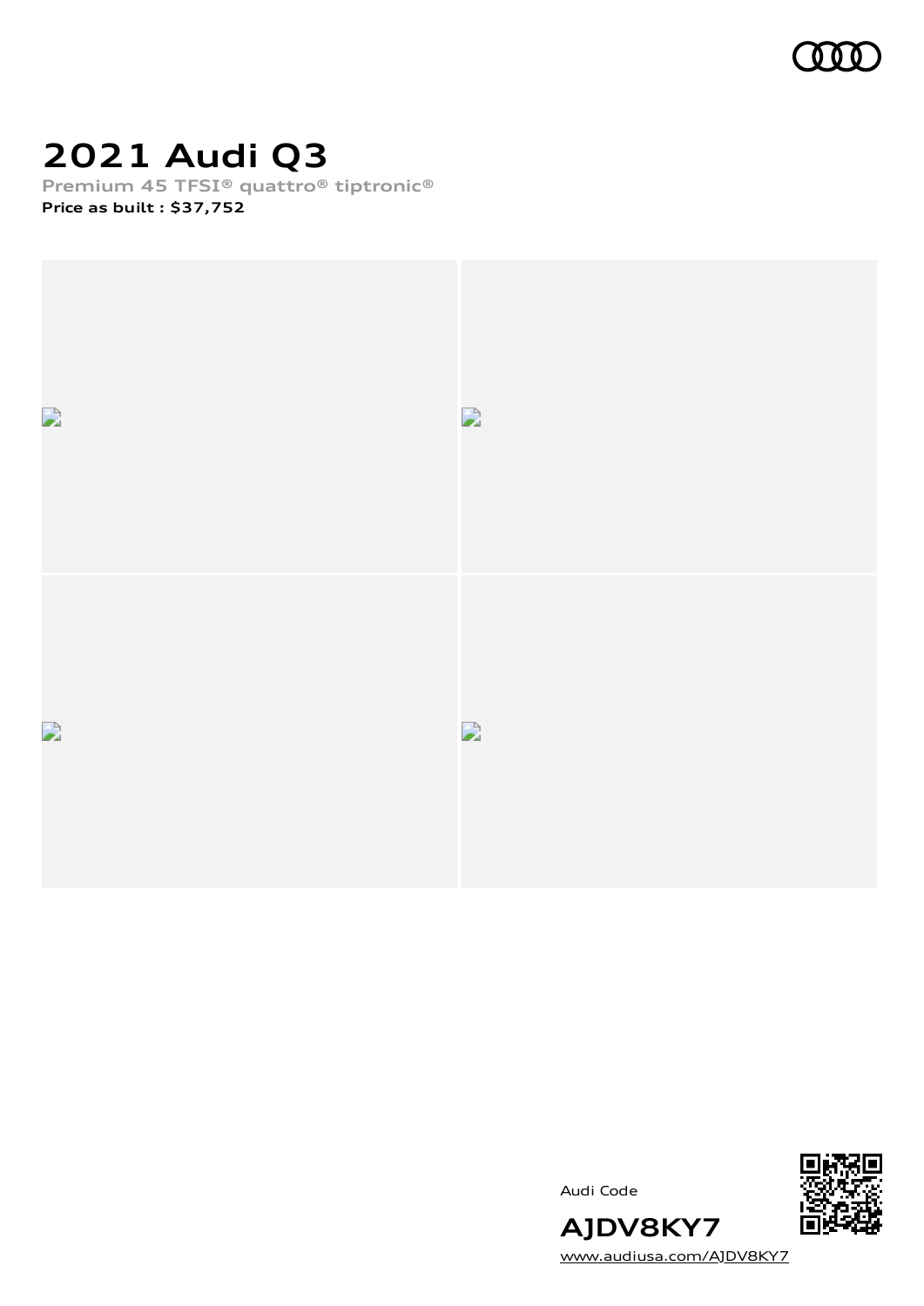# 2021 Audi Q3

**Premium 45 TFSI® quattro® tiptronic®**

**Price as built : $37,752**

Audi Code

**AJDV8KY7**

www.audiusa.com/AJDV8KY7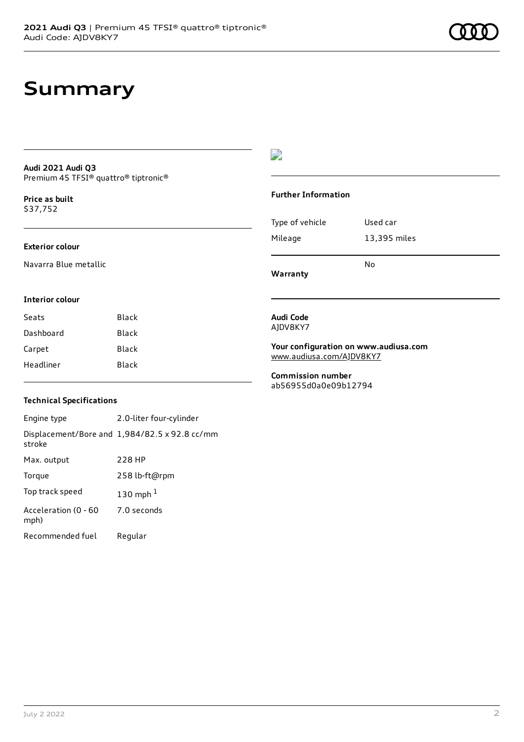# Summary

**Audi 2021 Audi Q3**
Premium 45 TFSI® quattro® tiptronic®

**Price as built**
$37,752

**Exterior colour**

Navarra Blue metallic

**Interior colour**

| | |
|---|---|
| Seats | Black |
| Dashboard | Black |
| Carpet | Black |
| Headliner | Black |

**Technical Specifications**

| | |
|---|---|
| Engine type | 2.0-liter four-cylinder |
| Displacement/Bore and stroke | 1,984/82.5 x 92.8 cc/mm |
| Max. output | 228 HP |
| Torque | 258 lb-ft@rpm |
| Top track speed | 130 mph [1] |
| Acceleration (0 - 60 mph) | 7.0 seconds |
| Recommended fuel | Regular |

**Further Information**

| | |
|---|---|
| Type of vehicle | Used car |
| Mileage | 13,395 miles |
| **Warranty** | No |

**Audi Code**
AJDV8KY7

**Your configuration on www.audiusa.com**
www.audiusa.com/AJDV8KY7

**Commission number**
ab56955d0a0e09b12794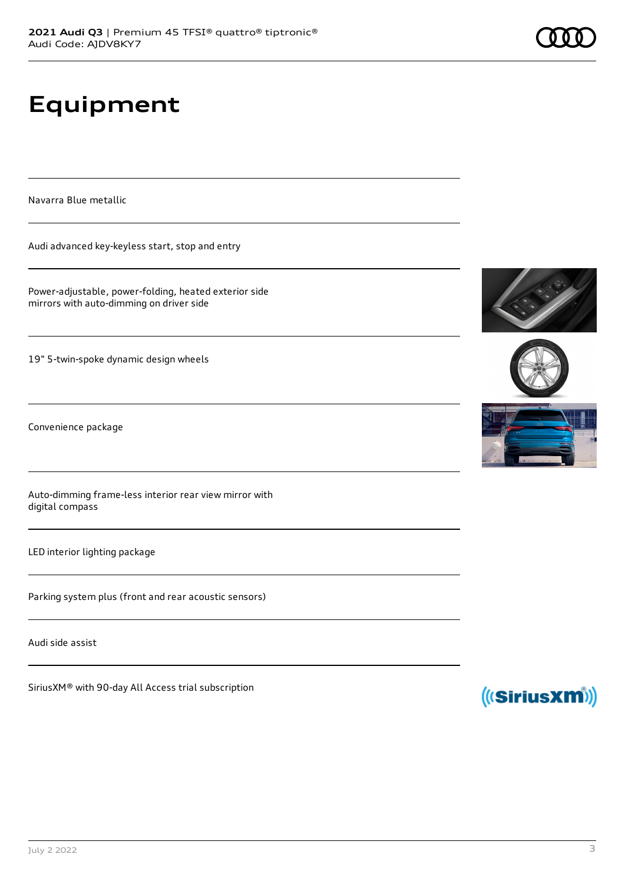# Equipment

Navarra Blue metallic

Audi advanced key-keyless start, stop and entry

Power-adjustable, power-folding, heated exterior side mirrors with auto-dimming on driver side

19" 5-twin-spoke dynamic design wheels

Convenience package

Auto-dimming frame-less interior rear view mirror with digital compass

LED interior lighting package

Parking system plus (front and rear acoustic sensors)

Audi side assist

SiriusXM® with 90-day All Access trial subscription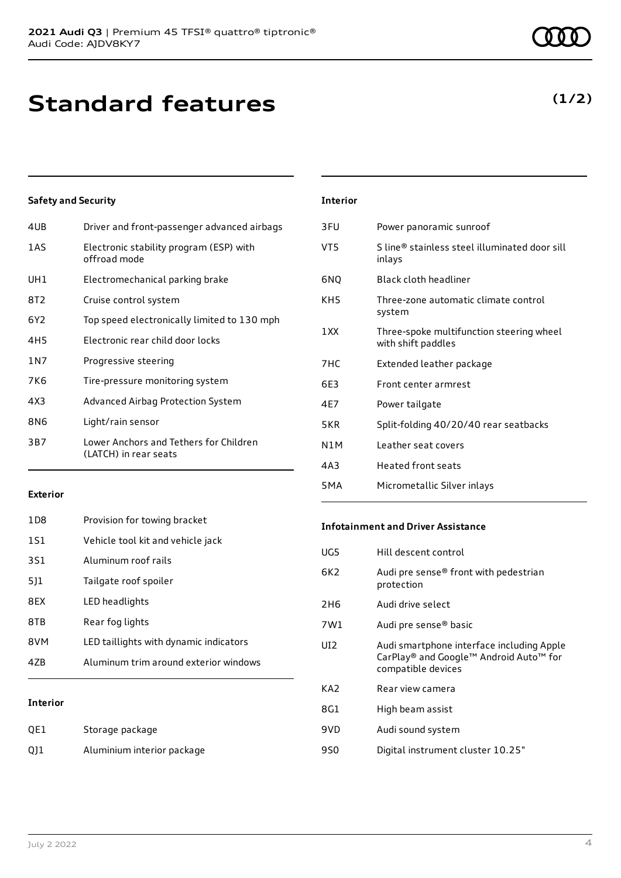# Standard features

**(1/2)**

### Safety and Security

| | |
|---|---|
| 4UB | Driver and front-passenger advanced airbags |
| 1AS | Electronic stability program (ESP) with offroad mode |
| UH1 | Electromechanical parking brake |
| 8T2 | Cruise control system |
| 6Y2 | Top speed electronically limited to 130 mph |
| 4H5 | Electronic rear child door locks |
| 1N7 | Progressive steering |
| 7K6 | Tire-pressure monitoring system |
| 4X3 | Advanced Airbag Protection System |
| 8N6 | Light/rain sensor |
| 3B7 | Lower Anchors and Tethers for Children (LATCH) in rear seats |

### Exterior

| | |
|---|---|
| 1D8 | Provision for towing bracket |
| 1S1 | Vehicle tool kit and vehicle jack |
| 3S1 | Aluminum roof rails |
| 5J1 | Tailgate roof spoiler |
| 8EX | LED headlights |
| 8TB | Rear fog lights |
| 8VM | LED taillights with dynamic indicators |
| 4ZB | Aluminum trim around exterior windows |

### Interior

| | |
|---|---|
| QE1 | Storage package |
| QJ1 | Aluminium interior package |
| 3FU | Power panoramic sunroof |
| VT5 | S line® stainless steel illuminated door sill inlays |
| 6NQ | Black cloth headliner |
| KH5 | Three-zone automatic climate control system |
| 1XX | Three-spoke multifunction steering wheel with shift paddles |
| 7HC | Extended leather package |
| 6E3 | Front center armrest |
| 4E7 | Power tailgate |
| 5KR | Split-folding 40/20/40 rear seatbacks |
| N1M | Leather seat covers |
| 4A3 | Heated front seats |
| 5MA | Micrometallic Silver inlays |

### Infotainment and Driver Assistance

| | |
|---|---|
| UG5 | Hill descent control |
| 6K2 | Audi pre sense® front with pedestrian protection |
| 2H6 | Audi drive select |
| 7W1 | Audi pre sense® basic |
| UI2 | Audi smartphone interface including Apple CarPlay® and Google™ Android Auto™ for compatible devices |
| KA2 | Rear view camera |
| 8G1 | High beam assist |
| 9VD | Audi sound system |
| 9S0 | Digital instrument cluster 10.25" |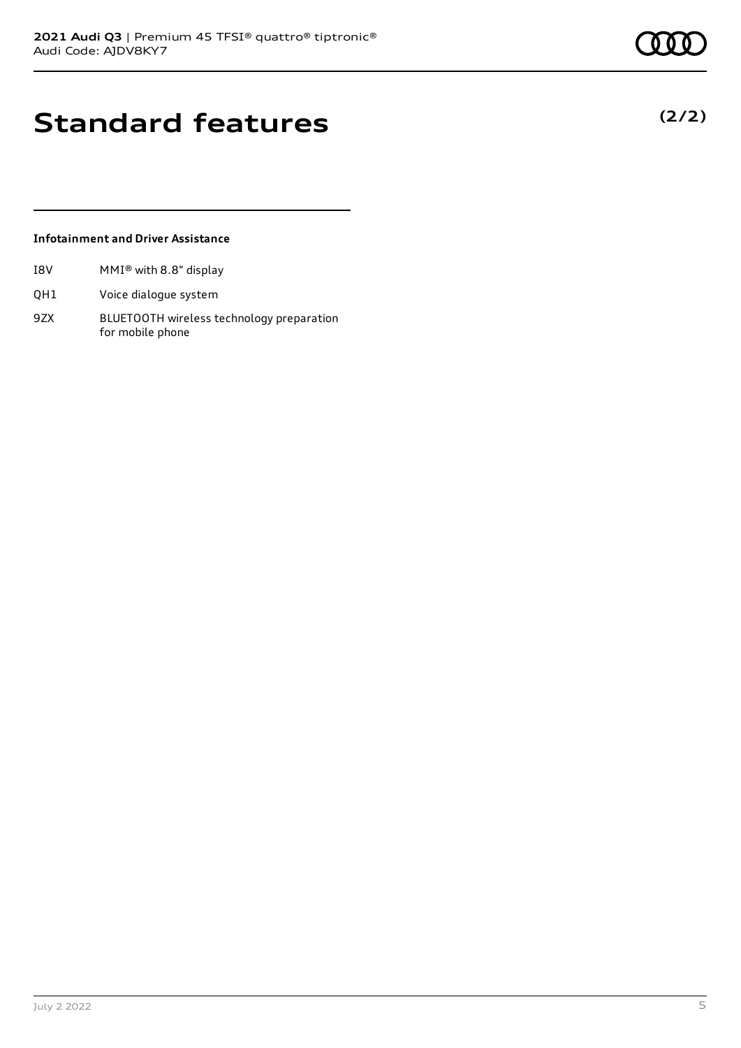# Standard features

**(2/2)**

### Infotainment and Driver Assistance

| | |
|---|---|
| I8V | MMI® with 8.8" display |
| QH1 | Voice dialogue system |
| 9ZX | BLUETOOTH wireless technology preparation for mobile phone |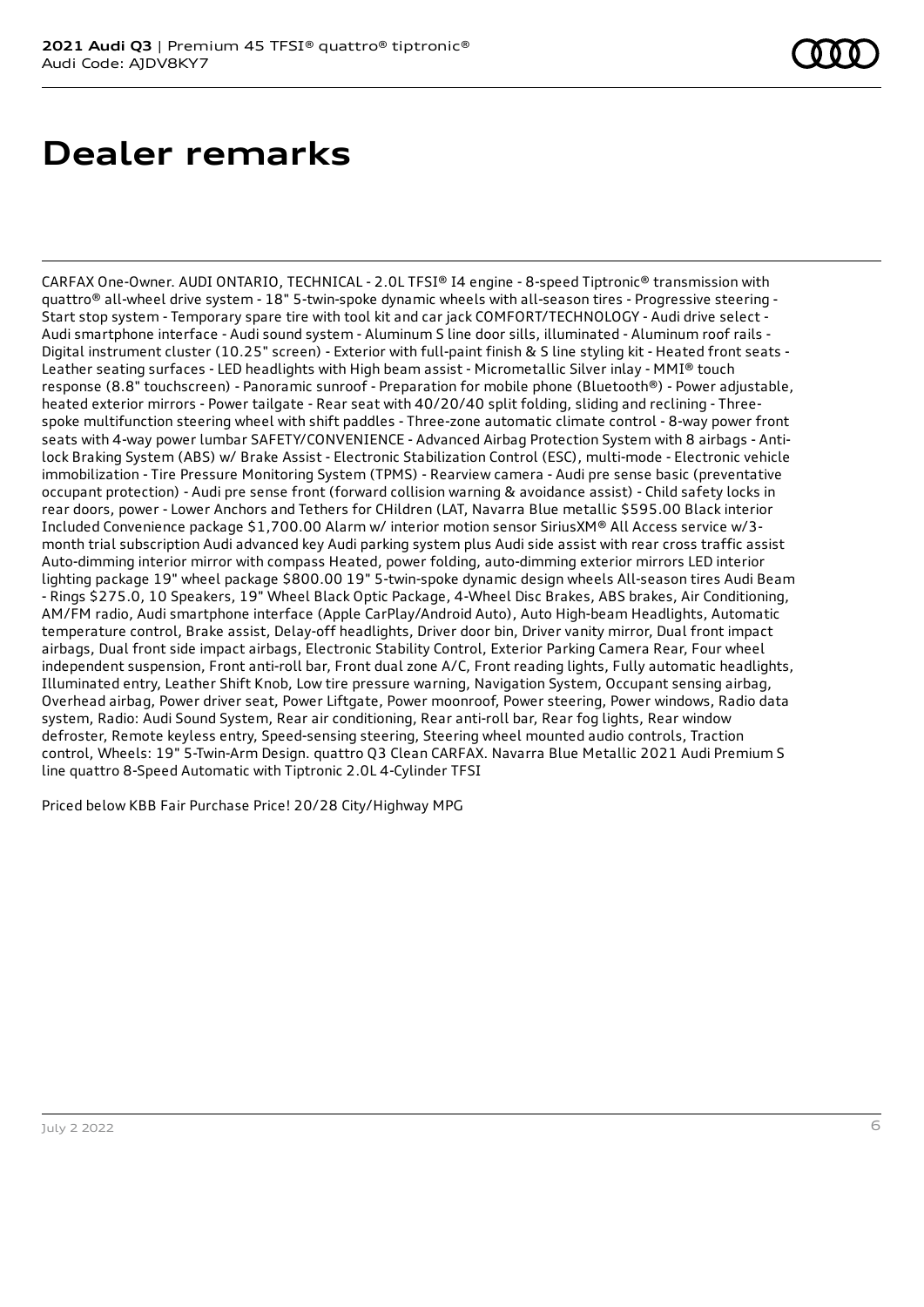# Dealer remarks

CARFAX One-Owner. AUDI ONTARIO, TECHNICAL - 2.0L TFSI® I4 engine - 8-speed Tiptronic® transmission with quattro® all-wheel drive system - 18" 5-twin-spoke dynamic wheels with all-season tires - Progressive steering - Start stop system - Temporary spare tire with tool kit and car jack COMFORT/TECHNOLOGY - Audi drive select - Audi smartphone interface - Audi sound system - Aluminum S line door sills, illuminated - Aluminum roof rails - Digital instrument cluster (10.25" screen) - Exterior with full-paint finish & S line styling kit - Heated front seats - Leather seating surfaces - LED headlights with High beam assist - Micrometallic Silver inlay - MMI® touch response (8.8" touchscreen) - Panoramic sunroof - Preparation for mobile phone (Bluetooth®) - Power adjustable, heated exterior mirrors - Power tailgate - Rear seat with 40/20/40 split folding, sliding and reclining - Three-spoke multifunction steering wheel with shift paddles - Three-zone automatic climate control - 8-way power front seats with 4-way power lumbar SAFETY/CONVENIENCE - Advanced Airbag Protection System with 8 airbags - Anti-lock Braking System (ABS) w/ Brake Assist - Electronic Stabilization Control (ESC), multi-mode - Electronic vehicle immobilization - Tire Pressure Monitoring System (TPMS) - Rearview camera - Audi pre sense basic (preventative occupant protection) - Audi pre sense front (forward collision warning & avoidance assist) - Child safety locks in rear doors, power - Lower Anchors and Tethers for CHildren (LAT, Navarra Blue metallic $595.00 Black interior Included Convenience package $1,700.00 Alarm w/ interior motion sensor SiriusXM® All Access service w/3-month trial subscription Audi advanced key Audi parking system plus Audi side assist with rear cross traffic assist Auto-dimming interior mirror with compass Heated, power folding, auto-dimming exterior mirrors LED interior lighting package 19" wheel package $800.00 19" 5-twin-spoke dynamic design wheels All-season tires Audi Beam - Rings $275.0, 10 Speakers, 19" Wheel Black Optic Package, 4-Wheel Disc Brakes, ABS brakes, Air Conditioning, AM/FM radio, Audi smartphone interface (Apple CarPlay/Android Auto), Auto High-beam Headlights, Automatic temperature control, Brake assist, Delay-off headlights, Driver door bin, Driver vanity mirror, Dual front impact airbags, Dual front side impact airbags, Electronic Stability Control, Exterior Parking Camera Rear, Four wheel independent suspension, Front anti-roll bar, Front dual zone A/C, Front reading lights, Fully automatic headlights, Illuminated entry, Leather Shift Knob, Low tire pressure warning, Navigation System, Occupant sensing airbag, Overhead airbag, Power driver seat, Power Liftgate, Power moonroof, Power steering, Power windows, Radio data system, Radio: Audi Sound System, Rear air conditioning, Rear anti-roll bar, Rear fog lights, Rear window defroster, Remote keyless entry, Speed-sensing steering, Steering wheel mounted audio controls, Traction control, Wheels: 19" 5-Twin-Arm Design. quattro Q3 Clean CARFAX. Navarra Blue Metallic 2021 Audi Premium S line quattro 8-Speed Automatic with Tiptronic 2.0L 4-Cylinder TFSI

Priced below KBB Fair Purchase Price! 20/28 City/Highway MPG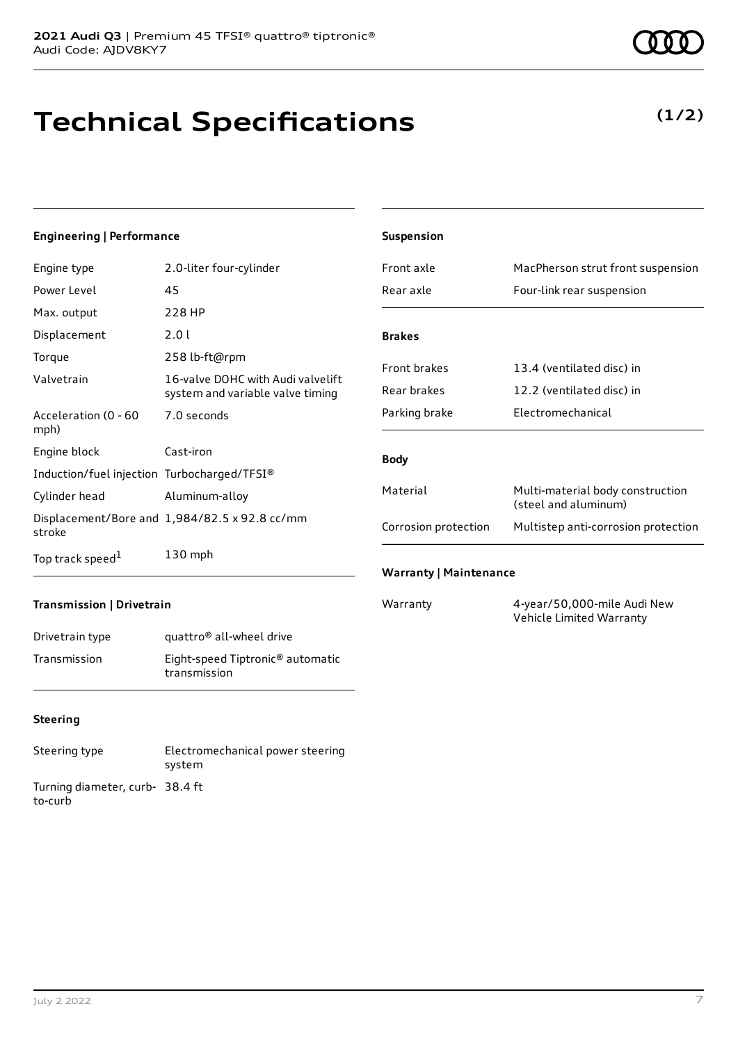# Technical Specifications

**(1/2)**

### Engineering | Performance

| | |
|---|---|
| Engine type | 2.0-liter four-cylinder |
| Power Level | 45 |
| Max. output | 228 HP |
| Displacement | 2.0 l |
| Torque | 258 lb-ft@rpm |
| Valvetrain | 16-valve DOHC with Audi valvelift system and variable valve timing |
| Acceleration (0 - 60 mph) | 7.0 seconds |
| Engine block | Cast-iron |
| Induction/fuel injection | Turbocharged/TFSI® |
| Cylinder head | Aluminum-alloy |
| Displacement/Bore and stroke | 1,984/82.5 x 92.8 cc/mm |
| Top track speed[1] | 130 mph |

### Transmission | Drivetrain

| | |
|---|---|
| Drivetrain type | quattro® all-wheel drive |
| Transmission | Eight-speed Tiptronic® automatic transmission |

### Steering

| | |
|---|---|
| Steering type | Electromechanical power steering system |
| Turning diameter, curb-to-curb | 38.4 ft |

### Suspension

| | |
|---|---|
| Front axle | MacPherson strut front suspension |
| Rear axle | Four-link rear suspension |

### Brakes

| | |
|---|---|
| Front brakes | 13.4 (ventilated disc) in |
| Rear brakes | 12.2 (ventilated disc) in |
| Parking brake | Electromechanical |

### Body

| | |
|---|---|
| Material | Multi-material body construction (steel and aluminum) |
| Corrosion protection | Multistep anti-corrosion protection |

### Warranty | Maintenance

| | |
|---|---|
| Warranty | 4-year/50,000-mile Audi New Vehicle Limited Warranty |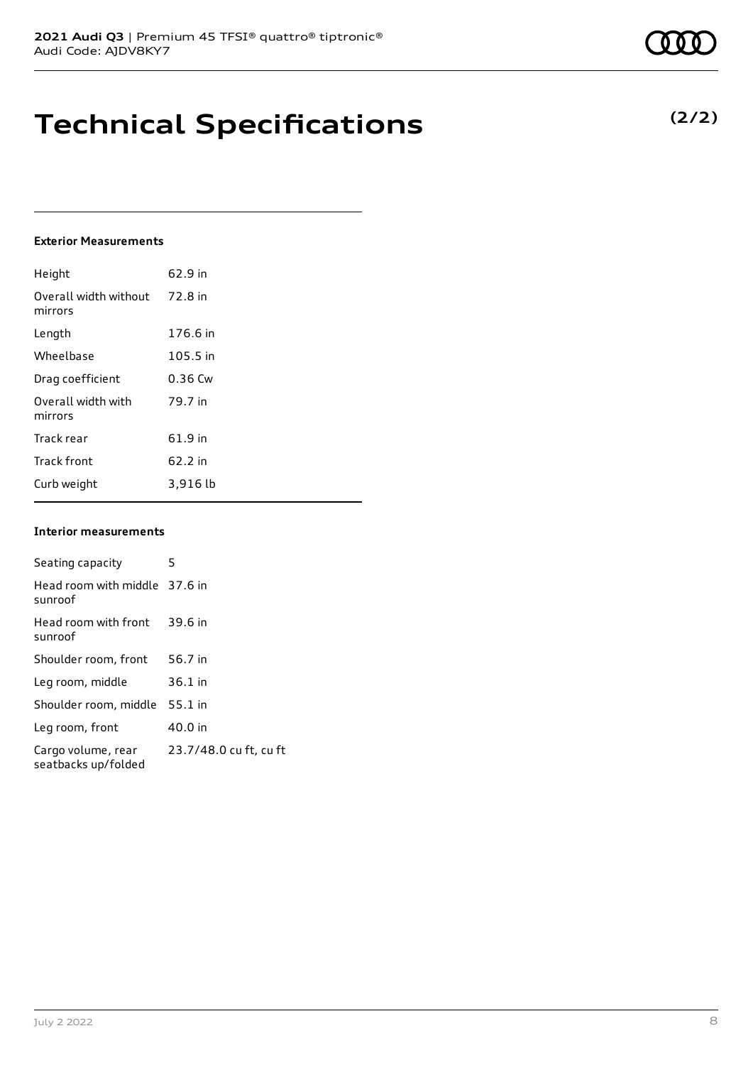# Technical Specifications

**(2/2)**

### Exterior Measurements

| | |
|---|---|
| Height | 62.9 in |
| Overall width without mirrors | 72.8 in |
| Length | 176.6 in |
| Wheelbase | 105.5 in |
| Drag coefficient | 0.36 Cw |
| Overall width with mirrors | 79.7 in |
| Track rear | 61.9 in |
| Track front | 62.2 in |
| Curb weight | 3,916 lb |

### Interior measurements

| | |
|---|---|
| Seating capacity | 5 |
| Head room with middle sunroof | 37.6 in |
| Head room with front sunroof | 39.6 in |
| Shoulder room, front | 56.7 in |
| Leg room, middle | 36.1 in |
| Shoulder room, middle | 55.1 in |
| Leg room, front | 40.0 in |
| Cargo volume, rear seatbacks up/folded | 23.7/48.0 cu ft, cu ft |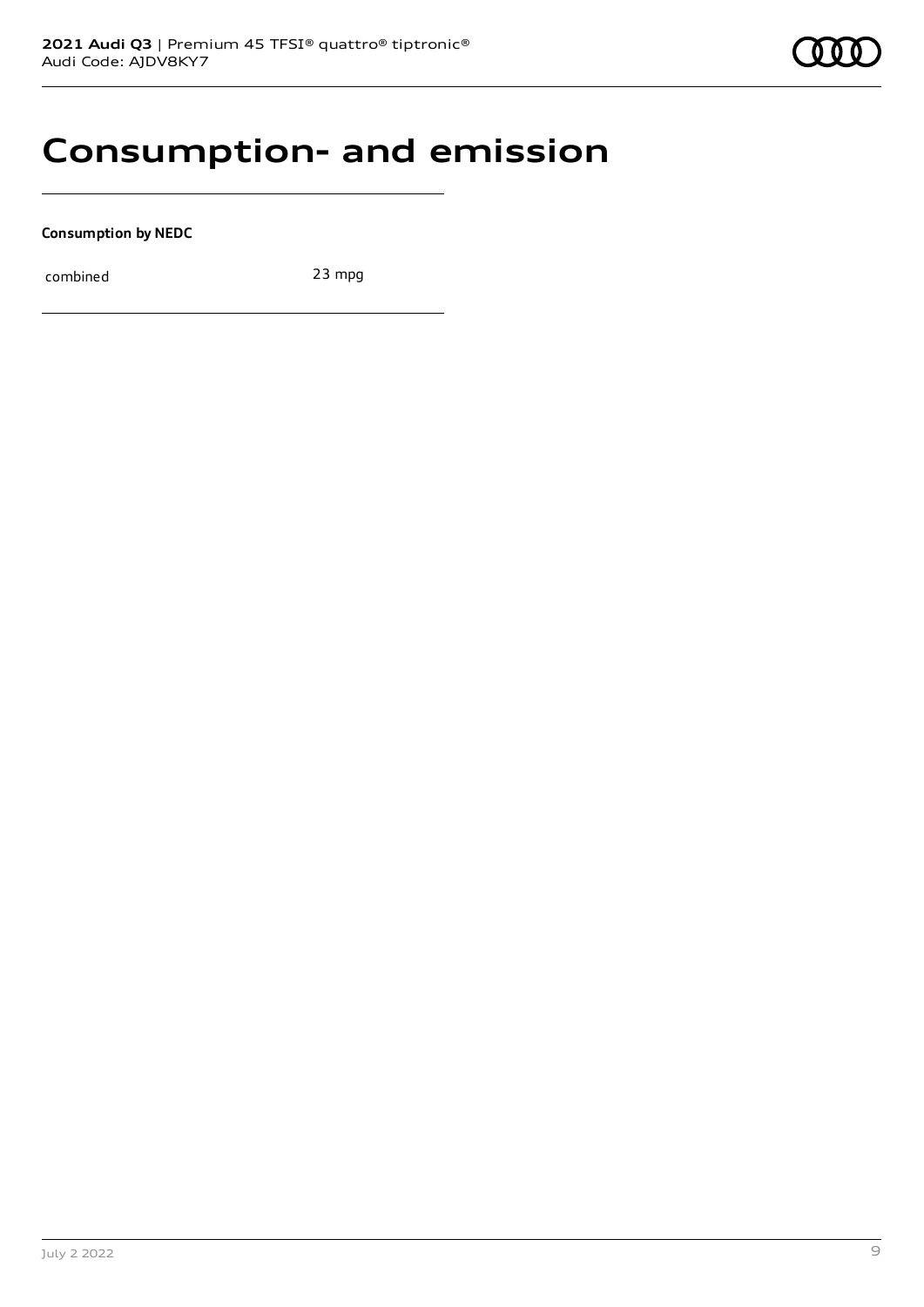# Consumption- and emission

**Consumption by NEDC**

| combined | 23 mpg |
|---|---|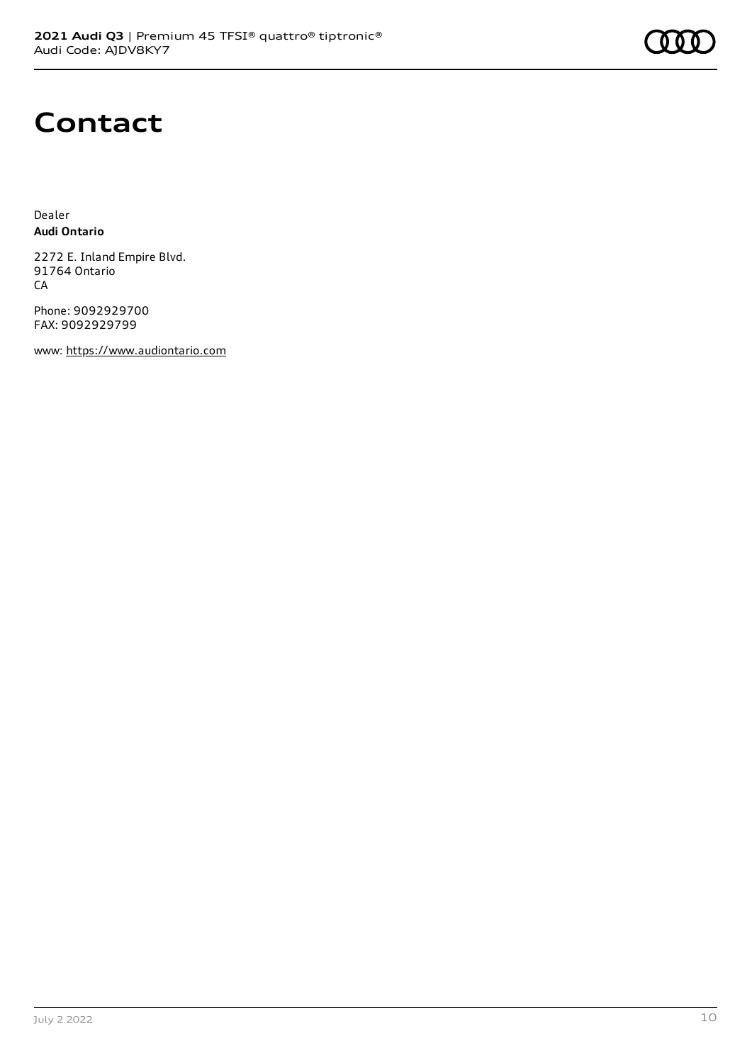# Contact

Dealer
**Audi Ontario**

2272 E. Inland Empire Blvd.
91764 Ontario
CA

Phone: 9092929700
FAX: 9092929799

www: https://www.audiontario.com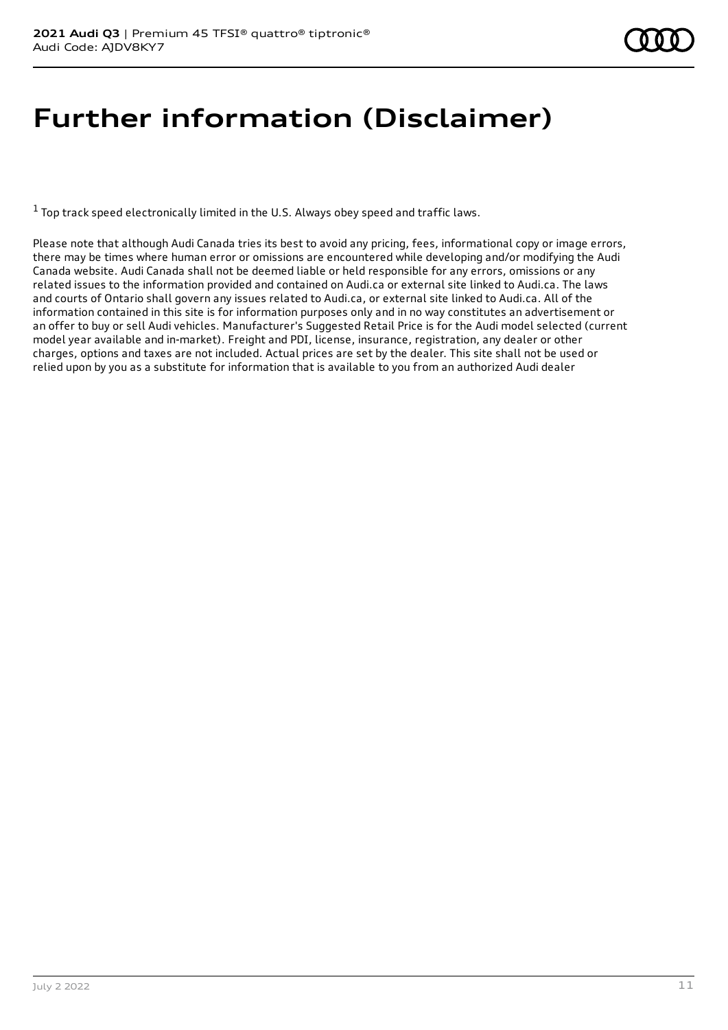# Further information (Disclaimer)

[1] Top track speed electronically limited in the U.S. Always obey speed and traffic laws.

Please note that although Audi Canada tries its best to avoid any pricing, fees, informational copy or image errors, there may be times where human error or omissions are encountered while developing and/or modifying the Audi Canada website. Audi Canada shall not be deemed liable or held responsible for any errors, omissions or any related issues to the information provided and contained on Audi.ca or external site linked to Audi.ca. The laws and courts of Ontario shall govern any issues related to Audi.ca, or external site linked to Audi.ca. All of the information contained in this site is for information purposes only and in no way constitutes an advertisement or an offer to buy or sell Audi vehicles. Manufacturer's Suggested Retail Price is for the Audi model selected (current model year available and in-market). Freight and PDI, license, insurance, registration, any dealer or other charges, options and taxes are not included. Actual prices are set by the dealer. This site shall not be used or relied upon by you as a substitute for information that is available to you from an authorized Audi dealer